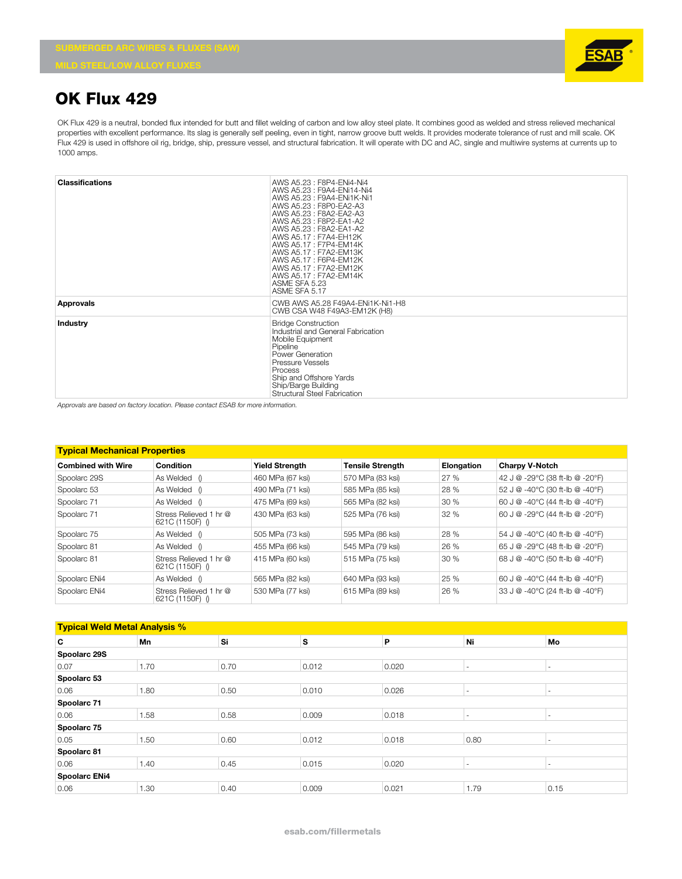SUBMERGED ARC WIRES & FLUXES (SAW)

MILD STEEL/LOW ALLOY FLUXES

# OK Flux 429

OK Flux 429 is a neutral, bonded flux intended for butt and fillet welding of carbon and low alloy steel plate. It combines good as welded and stress relieved mechanical properties with excellent performance. Its slag is generally self peeling, even in tight, narrow groove butt welds. It provides moderate tolerance of rust and mill scale. OK Flux 429 is used in offshore oil rig, bridge, ship, pressure vessel, and structural fabrication. It will operate with DC and AC, single and multiwire systems at currents up to 1000 amps.

| | |
|---|---|
| **Classifications** | AWS A5.23 : F8P4-ENi4-Ni4<br>AWS A5.23 : F9A4-ENi14-Ni4<br>AWS A5.23 : F9A4-ENi1K-Ni1<br>AWS A5.23 : F8P0-EA2-A3<br>AWS A5.23 : F8A2-EA2-A3<br>AWS A5.23 : F8P2-EA1-A2<br>AWS A5.23 : F8A2-EA1-A2<br>AWS A5.17 : F7A4-EH12K<br>AWS A5.17 : F7P4-EM14K<br>AWS A5.17 : F7A2-EM13K<br>AWS A5.17 : F6P4-EM12K<br>AWS A5.17 : F7A2-EM12K<br>AWS A5.17 : F7A2-EM14K<br>ASME SFA 5.23<br>ASME SFA 5.17 |
| **Approvals** | CWB AWS A5.28 F49A4-ENi1K-Ni1-H8<br>CWB CSA W48 F49A3-EM12K (H8) |
| **Industry** | Bridge Construction<br>Industrial and General Fabrication<br>Mobile Equipment<br>Pipeline<br>Power Generation<br>Pressure Vessels<br>Process<br>Ship and Offshore Yards<br>Ship/Barge Building<br>Structural Steel Fabrication |

*Approvals are based on factory location. Please contact ESAB for more information.*

## Typical Mechanical Properties

| Combined with Wire | Condition | Yield Strength | Tensile Strength | Elongation | Charpy V-Notch |
|---|---|---|---|---|---|
| Spoolarc 29S | As Welded () | 460 MPa (67 ksi) | 570 MPa (83 ksi) | 27 % | 42 J @ -29°C (38 ft-lb @ -20°F) |
| Spoolarc 53 | As Welded () | 490 MPa (71 ksi) | 585 MPa (85 ksi) | 28 % | 52 J @ -40°C (30 ft-lb @ -40°F) |
| Spoolarc 71 | As Welded () | 475 MPa (69 ksi) | 565 MPa (82 ksi) | 30 % | 60 J @ -40°C (44 ft-lb @ -40°F) |
| Spoolarc 71 | Stress Relieved 1 hr @ 621C (1150F) () | 430 MPa (63 ksi) | 525 MPa (76 ksi) | 32 % | 60 J @ -29°C (44 ft-lb @ -20°F) |
| Spoolarc 75 | As Welded () | 505 MPa (73 ksi) | 595 MPa (86 ksi) | 28 % | 54 J @ -40°C (40 ft-lb @ -40°F) |
| Spoolarc 81 | As Welded () | 455 MPa (66 ksi) | 545 MPa (79 ksi) | 26 % | 65 J @ -29°C (48 ft-lb @ -20°F) |
| Spoolarc 81 | Stress Relieved 1 hr @ 621C (1150F) () | 415 MPa (60 ksi) | 515 MPa (75 ksi) | 30 % | 68 J @ -40°C (50 ft-lb @ -40°F) |
| Spoolarc ENi4 | As Welded () | 565 MPa (82 ksi) | 640 MPa (93 ksi) | 25 % | 60 J @ -40°C (44 ft-lb @ -40°F) |
| Spoolarc ENi4 | Stress Relieved 1 hr @ 621C (1150F) () | 530 MPa (77 ksi) | 615 MPa (89 ksi) | 26 % | 33 J @ -40°C (24 ft-lb @ -40°F) |

## Typical Weld Metal Analysis %

| C | Mn | Si | S | P | Ni | Mo |
|---|---|---|---|---|---|---|
| **Spoolarc 29S** | | | | | | |
| 0.07 | 1.70 | 0.70 | 0.012 | 0.020 | - | - |
| **Spoolarc 53** | | | | | | |
| 0.06 | 1.80 | 0.50 | 0.010 | 0.026 | - | - |
| **Spoolarc 71** | | | | | | |
| 0.06 | 1.58 | 0.58 | 0.009 | 0.018 | - | - |
| **Spoolarc 75** | | | | | | |
| 0.05 | 1.50 | 0.60 | 0.012 | 0.018 | 0.80 | - |
| **Spoolarc 81** | | | | | | |
| 0.06 | 1.40 | 0.45 | 0.015 | 0.020 | - | - |
| **Spoolarc ENi4** | | | | | | |
| 0.06 | 1.30 | 0.40 | 0.009 | 0.021 | 1.79 | 0.15 |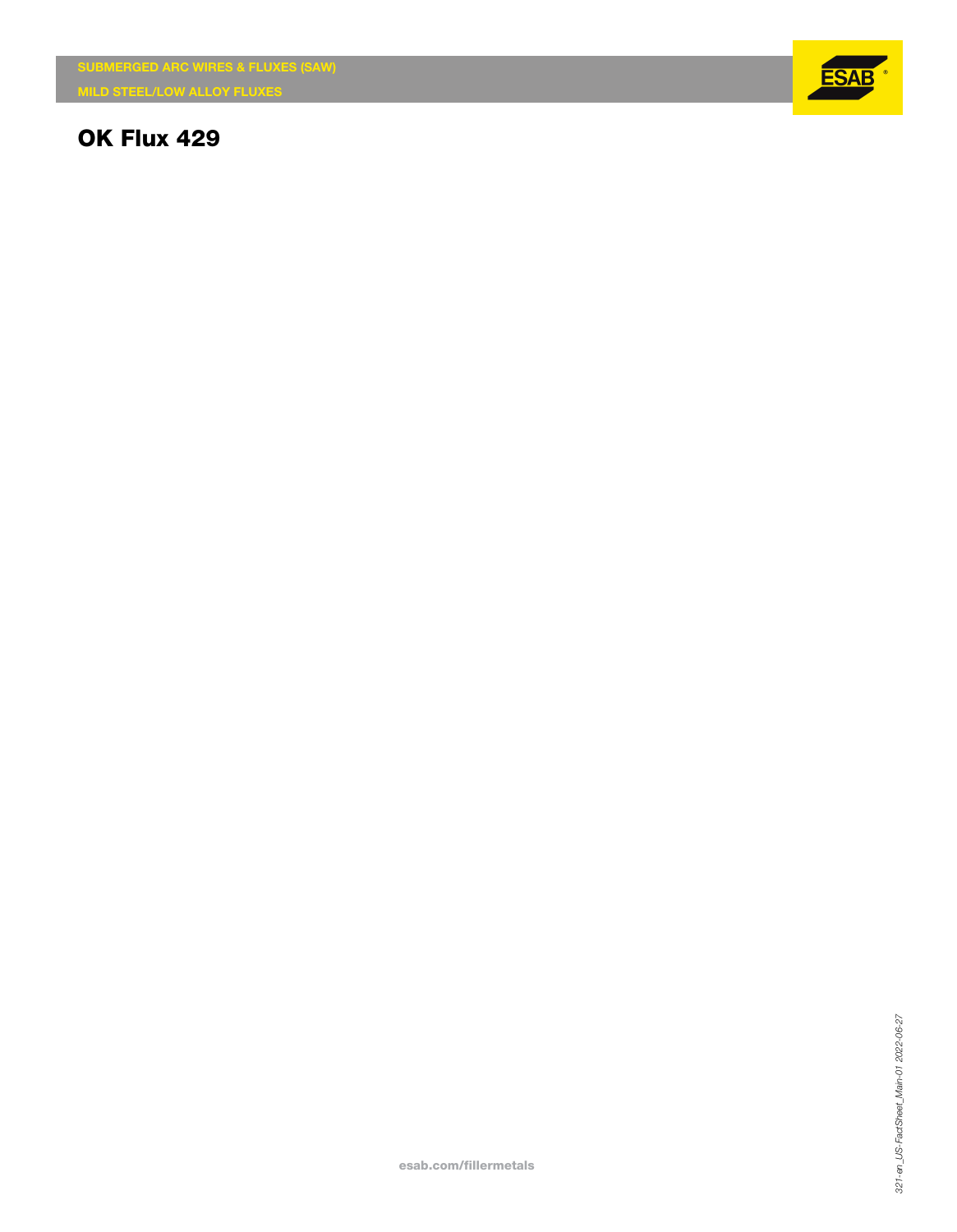# OK Flux 429